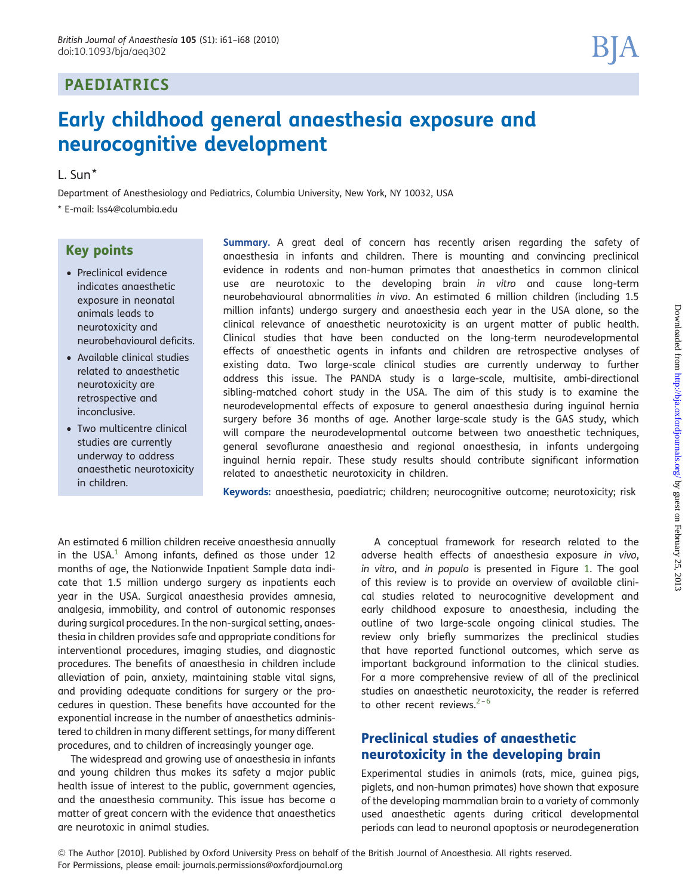## PAEDIATRICS

# Early childhood general anaesthesia exposure and neurocognitive development

L. Sun*

Department of Anesthesiology and Pediatrics, Columbia University, New York, NY 10032, USA

* E-mail: lss4@columbia.edu

### Key points

- Preclinical evidence indicates anaesthetic exposure in neonatal animals leads to neurotoxicity and neurobehavioural deficits.
- Available clinical studies related to anaesthetic neurotoxicity are retrospective and inconclusive.
- Two multicentre clinical studies are currently underway to address anaesthetic neurotoxicity in children.

**Summary.** A great deal of concern has recently arisen regarding the safety of anaesthesia in infants and children. There is mounting and convincing preclinical evidence in rodents and non-human primates that anaesthetics in common clinical use are neurotoxic to the developing brain *in vitro* and cause long-term neurobehavioural abnormalities *in vivo*. An estimated 6 million children (including 1.5 million infants) undergo surgery and anaesthesia each year in the USA alone, so the clinical relevance of anaesthetic neurotoxicity is an urgent matter of public health. Clinical studies that have been conducted on the long-term neurodevelopmental effects of anaesthetic agents in infants and children are retrospective analyses of existing data. Two large-scale clinical studies are currently underway to further address this issue. The PANDA study is a large-scale, multisite, ambi-directional sibling-matched cohort study in the USA. The aim of this study is to examine the neurodevelopmental effects of exposure to general anaesthesia during inguinal hernia surgery before 36 months of age. Another large-scale study is the GAS study, which will compare the neurodevelopmental outcome between two anaesthetic techniques, general sevoflurane anaesthesia and regional anaesthesia, in infants undergoing inguinal hernia repair. These study results should contribute significant information related to anaesthetic neurotoxicity in children.

**Keywords:** anaesthesia, paediatric; children; neurocognitive outcome; neurotoxicity; risk

An estimated 6 million children receive anaesthesia annually in the USA.[1] Among infants, defined as those under 12 months of age, the Nationwide Inpatient Sample data indicate that 1.5 million undergo surgery as inpatients each year in the USA. Surgical anaesthesia provides amnesia, analgesia, immobility, and control of autonomic responses during surgical procedures. In the non-surgical setting, anaesthesia in children provides safe and appropriate conditions for interventional procedures, imaging studies, and diagnostic procedures. The benefits of anaesthesia in children include alleviation of pain, anxiety, maintaining stable vital signs, and providing adequate conditions for surgery or the procedures in question. These benefits have accounted for the exponential increase in the number of anaesthetics administered to children in many different settings, for many different procedures, and to children of increasingly younger age.

The widespread and growing use of anaesthesia in infants and young children thus makes its safety a major public health issue of interest to the public, government agencies, and the anaesthesia community. This issue has become a matter of great concern with the evidence that anaesthetics are neurotoxic in animal studies.

A conceptual framework for research related to the adverse health effects of anaesthesia exposure *in vivo*, *in vitro*, and *in populo* is presented in Figure 1. The goal of this review is to provide an overview of available clinical studies related to neurocognitive development and early childhood exposure to anaesthesia, including the outline of two large-scale ongoing clinical studies. The review only briefly summarizes the preclinical studies that have reported functional outcomes, which serve as important background information to the clinical studies. For a more comprehensive review of all of the preclinical studies on anaesthetic neurotoxicity, the reader is referred to other recent reviews.[2–6]

## Preclinical studies of anaesthetic neurotoxicity in the developing brain

Experimental studies in animals (rats, mice, guinea pigs, piglets, and non-human primates) have shown that exposure of the developing mammalian brain to a variety of commonly used anaesthetic agents during critical developmental periods can lead to neuronal apoptosis or neurodegeneration

© The Author [2010]. Published by Oxford University Press on behalf of the British Journal of Anaesthesia. All rights reserved.
For Permissions, please email: journals.permissions@oxfordjournal.org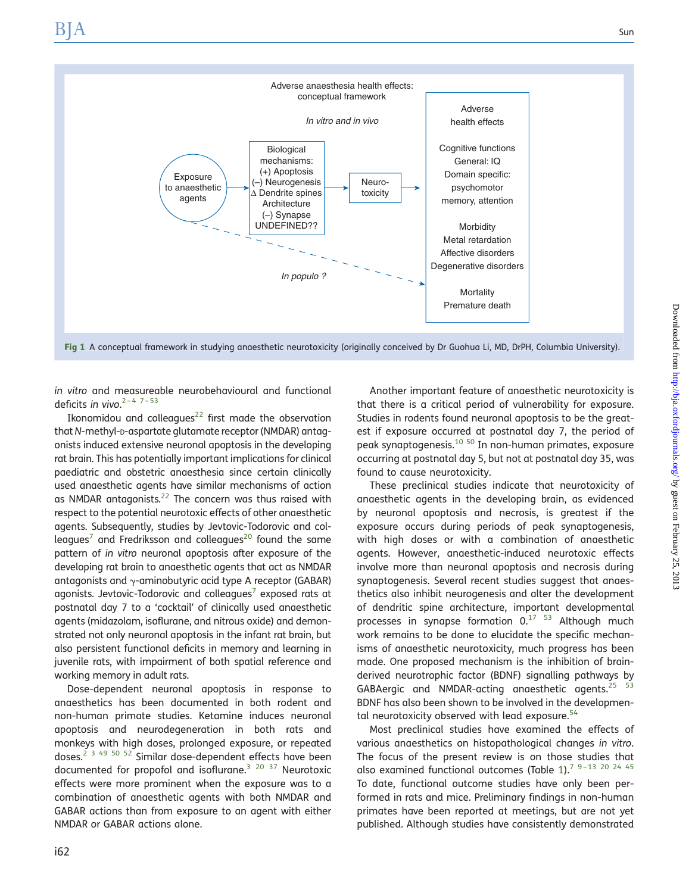Adverse anaesthesia health effects: conceptual framework

*In vitro and in vivo*

Exposure to anaesthetic agents → Biological mechanisms: (+) Apoptosis (–) Neurogenesis Δ Dendrite spines Architecture (–) Synapse UNDEFINED?? → Neuro-toxicity → Adverse health effects

Adverse health effects: Cognitive functions General: IQ Domain specific: psychomotor memory, attention; Morbidity Metal retardation Affective disorders Degenerative disorders; Mortality Premature death

*In populo ?*

**Fig 1** A conceptual framework in studying anaesthetic neurotoxicity (originally conceived by Dr Guohua Li, MD, DrPH, Columbia University).

*in vitro* and measureable neurobehavioural and functional deficits *in vivo*.[2–4 7–53]

Ikonomidou and colleagues[22] first made the observation that *N*-methyl-D-aspartate glutamate receptor (NMDAR) antagonists induced extensive neuronal apoptosis in the developing rat brain. This has potentially important implications for clinical paediatric and obstetric anaesthesia since certain clinically used anaesthetic agents have similar mechanisms of action as NMDAR antagonists.[22] The concern was thus raised with respect to the potential neurotoxic effects of other anaesthetic agents. Subsequently, studies by Jevtovic-Todorovic and colleagues[7] and Fredriksson and colleagues[20] found the same pattern of *in vitro* neuronal apoptosis after exposure of the developing rat brain to anaesthetic agents that act as NMDAR antagonists and γ-aminobutyric acid type A receptor (GABAR) agonists. Jevtovic-Todorovic and colleagues[7] exposed rats at postnatal day 7 to a 'cocktail' of clinically used anaesthetic agents (midazolam, isoflurane, and nitrous oxide) and demonstrated not only neuronal apoptosis in the infant rat brain, but also persistent functional deficits in memory and learning in juvenile rats, with impairment of both spatial reference and working memory in adult rats.

Dose-dependent neuronal apoptosis in response to anaesthetics has been documented in both rodent and non-human primate studies. Ketamine induces neuronal apoptosis and neurodegeneration in both rats and monkeys with high doses, prolonged exposure, or repeated doses.[2 3 49 50 52] Similar dose-dependent effects have been documented for propofol and isoflurane.[3 20 37] Neurotoxic effects were more prominent when the exposure was to a combination of anaesthetic agents with both NMDAR and GABAR actions than from exposure to an agent with either NMDAR or GABAR actions alone.

Another important feature of anaesthetic neurotoxicity is that there is a critical period of vulnerability for exposure. Studies in rodents found neuronal apoptosis to be the greatest if exposure occurred at postnatal day 7, the period of peak synaptogenesis.[10 50] In non-human primates, exposure occurring at postnatal day 5, but not at postnatal day 35, was found to cause neurotoxicity.

These preclinical studies indicate that neurotoxicity of anaesthetic agents in the developing brain, as evidenced by neuronal apoptosis and necrosis, is greatest if the exposure occurs during periods of peak synaptogenesis, with high doses or with a combination of anaesthetic agents. However, anaesthetic-induced neurotoxic effects involve more than neuronal apoptosis and necrosis during synaptogenesis. Several recent studies suggest that anaesthetics also inhibit neurogenesis and alter the development of dendritic spine architecture, important developmental processes in synapse formation 0.[17 53] Although much work remains to be done to elucidate the specific mechanisms of anaesthetic neurotoxicity, much progress has been made. One proposed mechanism is the inhibition of brain-derived neurotrophic factor (BDNF) signalling pathways by GABAergic and NMDAR-acting anaesthetic agents.[25 53] BDNF has also been shown to be involved in the developmental neurotoxicity observed with lead exposure.[54]

Most preclinical studies have examined the effects of various anaesthetics on histopathological changes *in vitro*. The focus of the present review is on those studies that also examined functional outcomes (Table 1).[7 9–13 20 24 45] To date, functional outcome studies have only been performed in rats and mice. Preliminary findings in non-human primates have been reported at meetings, but are not yet published. Although studies have consistently demonstrated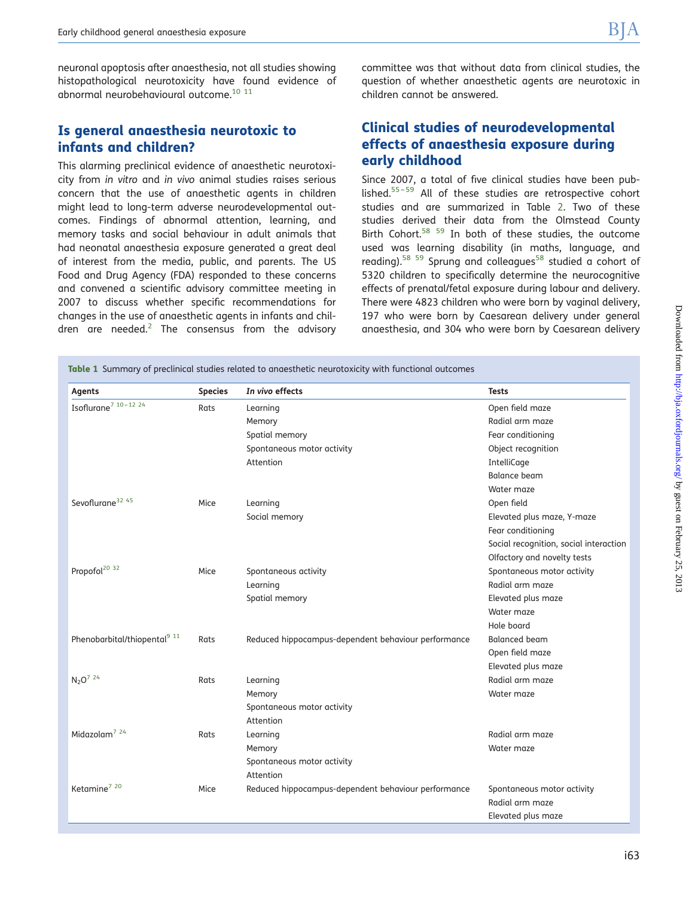neuronal apoptosis after anaesthesia, not all studies showing histopathological neurotoxicity have found evidence of abnormal neurobehavioural outcome.[10 11]

## Is general anaesthesia neurotoxic to infants and children?

This alarming preclinical evidence of anaesthetic neurotoxicity from *in vitro* and *in vivo* animal studies raises serious concern that the use of anaesthetic agents in children might lead to long-term adverse neurodevelopmental outcomes. Findings of abnormal attention, learning, and memory tasks and social behaviour in adult animals that had neonatal anaesthesia exposure generated a great deal of interest from the media, public, and parents. The US Food and Drug Agency (FDA) responded to these concerns and convened a scientific advisory committee meeting in 2007 to discuss whether specific recommendations for changes in the use of anaesthetic agents in infants and children are needed.[2] The consensus from the advisory committee was that without data from clinical studies, the question of whether anaesthetic agents are neurotoxic in children cannot be answered.

## Clinical studies of neurodevelopmental effects of anaesthesia exposure during early childhood

Since 2007, a total of five clinical studies have been published.[55–59] All of these studies are retrospective cohort studies and are summarized in Table 2. Two of these studies derived their data from the Olmstead County Birth Cohort.[58 59] In both of these studies, the outcome used was learning disability (in maths, language, and reading).[58 59] Sprung and colleagues[58] studied a cohort of 5320 children to specifically determine the neurocognitive effects of prenatal/fetal exposure during labour and delivery. There were 4823 children who were born by vaginal delivery, 197 who were born by Caesarean delivery under general anaesthesia, and 304 who were born by Caesarean delivery

**Table 1** Summary of preclinical studies related to anaesthetic neurotoxicity with functional outcomes

| Agents | Species | *In vivo* effects | Tests |
|---|---|---|---|
| Isoflurane[7 10–12 24] | Rats | Learning | Open field maze |
| | | Memory | Radial arm maze |
| | | Spatial memory | Fear conditioning |
| | | Spontaneous motor activity | Object recognition |
| | | Attention | IntelliCage |
| | | | Balance beam |
| | | | Water maze |
| Sevoflurane[32 45] | Mice | Learning | Open field |
| | | Social memory | Elevated plus maze, Y-maze |
| | | | Fear conditioning |
| | | | Social recognition, social interaction |
| | | | Olfactory and novelty tests |
| Propofol[20 32] | Mice | Spontaneous activity | Spontaneous motor activity |
| | | Learning | Radial arm maze |
| | | Spatial memory | Elevated plus maze |
| | | | Water maze |
| | | | Hole board |
| Phenobarbital/thiopental[9 11] | Rats | Reduced hippocampus-dependent behaviour performance | Balanced beam |
| | | | Open field maze |
| | | | Elevated plus maze |
| $N_2O$[7 24] | Rats | Learning | Radial arm maze |
| | | Memory | Water maze |
| | | Spontaneous motor activity | |
| | | Attention | |
| Midazolam[7 24] | Rats | Learning | Radial arm maze |
| | | Memory | Water maze |
| | | Spontaneous motor activity | |
| | | Attention | |
| Ketamine[7 20] | Mice | Reduced hippocampus-dependent behaviour performance | Spontaneous motor activity |
| | | | Radial arm maze |
| | | | Elevated plus maze |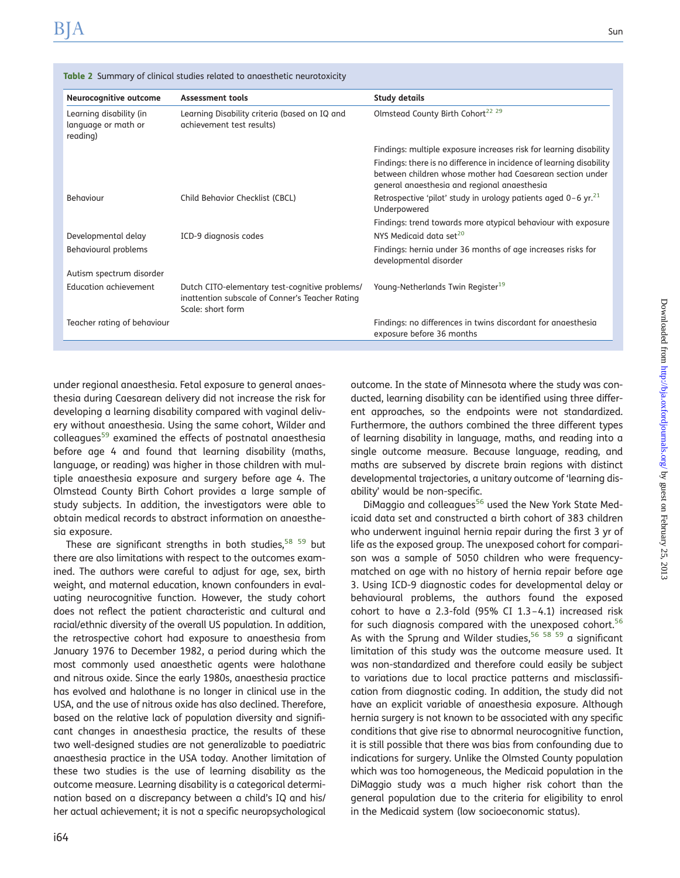**Table 2** Summary of clinical studies related to anaesthetic neurotoxicity

| Neurocognitive outcome | Assessment tools | Study details |
|---|---|---|
| Learning disability (in language or math or reading) | Learning Disability criteria (based on IQ and achievement test results) | Olmstead County Birth Cohort[22 29] |
| | | Findings: multiple exposure increases risk for learning disability |
| | | Findings: there is no difference in incidence of learning disability between children whose mother had Caesarean section under general anaesthesia and regional anaesthesia |
| Behaviour | Child Behavior Checklist (CBCL) | Retrospective 'pilot' study in urology patients aged 0–6 yr.[21] Underpowered |
| | | Findings: trend towards more atypical behaviour with exposure |
| Developmental delay | ICD-9 diagnosis codes | NYS Medicaid data set[20] |
| Behavioural problems | | Findings: hernia under 36 months of age increases risks for developmental disorder |
| Autism spectrum disorder | | |
| Education achievement | Dutch CITO-elementary test-cognitive problems/ inattention subscale of Conner's Teacher Rating Scale: short form | Young-Netherlands Twin Register[19] |
| Teacher rating of behaviour | | Findings: no differences in twins discordant for anaesthesia exposure before 36 months |

under regional anaesthesia. Fetal exposure to general anaesthesia during Caesarean delivery did not increase the risk for developing a learning disability compared with vaginal delivery without anaesthesia. Using the same cohort, Wilder and colleagues[59] examined the effects of postnatal anaesthesia before age 4 and found that learning disability (maths, language, or reading) was higher in those children with multiple anaesthesia exposure and surgery before age 4. The Olmstead County Birth Cohort provides a large sample of study subjects. In addition, the investigators were able to obtain medical records to abstract information on anaesthesia exposure.

These are significant strengths in both studies,[58 59] but there are also limitations with respect to the outcomes examined. The authors were careful to adjust for age, sex, birth weight, and maternal education, known confounders in evaluating neurocognitive function. However, the study cohort does not reflect the patient characteristic and cultural and racial/ethnic diversity of the overall US population. In addition, the retrospective cohort had exposure to anaesthesia from January 1976 to December 1982, a period during which the most commonly used anaesthetic agents were halothane and nitrous oxide. Since the early 1980s, anaesthesia practice has evolved and halothane is no longer in clinical use in the USA, and the use of nitrous oxide has also declined. Therefore, based on the relative lack of population diversity and significant changes in anaesthesia practice, the results of these two well-designed studies are not generalizable to paediatric anaesthesia practice in the USA today. Another limitation of these two studies is the use of learning disability as the outcome measure. Learning disability is a categorical determination based on a discrepancy between a child's IQ and his/her actual achievement; it is not a specific neuropsychological outcome. In the state of Minnesota where the study was conducted, learning disability can be identified using three different approaches, so the endpoints were not standardized. Furthermore, the authors combined the three different types of learning disability in language, maths, and reading into a single outcome measure. Because language, reading, and maths are subserved by discrete brain regions with distinct developmental trajectories, a unitary outcome of 'learning disability' would be non-specific.

DiMaggio and colleagues[56] used the New York State Medicaid data set and constructed a birth cohort of 383 children who underwent inguinal hernia repair during the first 3 yr of life as the exposed group. The unexposed cohort for comparison was a sample of 5050 children who were frequency-matched on age with no history of hernia repair before age 3. Using ICD-9 diagnostic codes for developmental delay or behavioural problems, the authors found the exposed cohort to have a 2.3-fold (95% CI 1.3–4.1) increased risk for such diagnosis compared with the unexposed cohort.[56] As with the Sprung and Wilder studies,[56 58 59] a significant limitation of this study was the outcome measure used. It was non-standardized and therefore could easily be subject to variations due to local practice patterns and misclassification from diagnostic coding. In addition, the study did not have an explicit variable of anaesthesia exposure. Although hernia surgery is not known to be associated with any specific conditions that give rise to abnormal neurocognitive function, it is still possible that there was bias from confounding due to indications for surgery. Unlike the Olmsted County population which was too homogeneous, the Medicaid population in the DiMaggio study was a much higher risk cohort than the general population due to the criteria for eligibility to enrol in the Medicaid system (low socioeconomic status).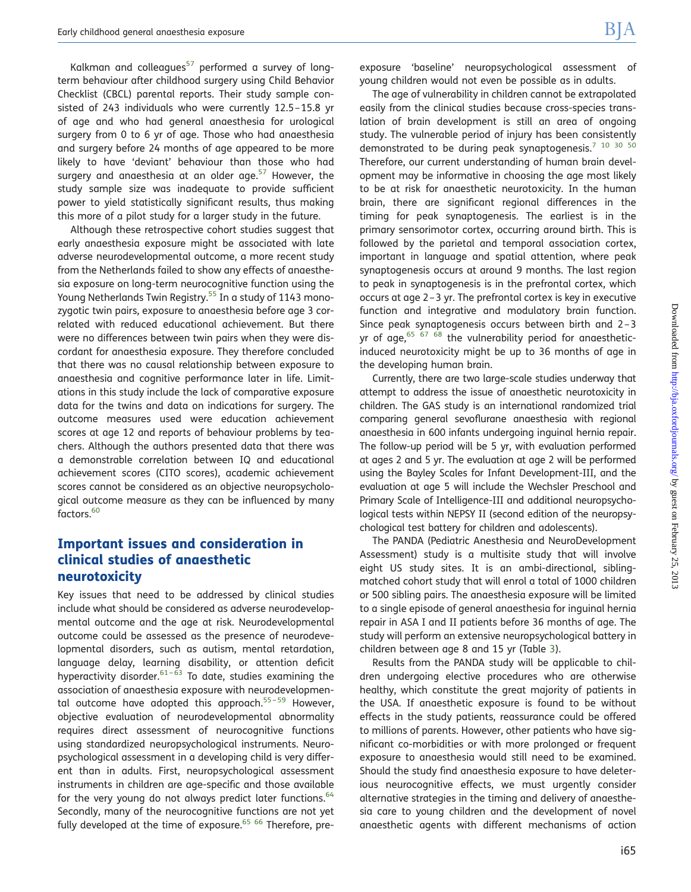Kalkman and colleagues[57] performed a survey of long-term behaviour after childhood surgery using Child Behavior Checklist (CBCL) parental reports. Their study sample consisted of 243 individuals who were currently 12.5–15.8 yr of age and who had general anaesthesia for urological surgery from 0 to 6 yr of age. Those who had anaesthesia and surgery before 24 months of age appeared to be more likely to have 'deviant' behaviour than those who had surgery and anaesthesia at an older age.[57] However, the study sample size was inadequate to provide sufficient power to yield statistically significant results, thus making this more of a pilot study for a larger study in the future.

Although these retrospective cohort studies suggest that early anaesthesia exposure might be associated with late adverse neurodevelopmental outcome, a more recent study from the Netherlands failed to show any effects of anaesthesia exposure on long-term neurocognitive function using the Young Netherlands Twin Registry.[55] In a study of 1143 monozygotic twin pairs, exposure to anaesthesia before age 3 correlated with reduced educational achievement. But there were no differences between twin pairs when they were discordant for anaesthesia exposure. They therefore concluded that there was no causal relationship between exposure to anaesthesia and cognitive performance later in life. Limitations in this study include the lack of comparative exposure data for the twins and data on indications for surgery. The outcome measures used were education achievement scores at age 12 and reports of behaviour problems by teachers. Although the authors presented data that there was a demonstrable correlation between IQ and educational achievement scores (CITO scores), academic achievement scores cannot be considered as an objective neuropsychological outcome measure as they can be influenced by many factors.[60]

## Important issues and consideration in clinical studies of anaesthetic neurotoxicity

Key issues that need to be addressed by clinical studies include what should be considered as adverse neurodevelopmental outcome and the age at risk. Neurodevelopmental outcome could be assessed as the presence of neurodevelopmental disorders, such as autism, mental retardation, language delay, learning disability, or attention deficit hyperactivity disorder.[61–63] To date, studies examining the association of anaesthesia exposure with neurodevelopmental outcome have adopted this approach.[55–59] However, objective evaluation of neurodevelopmental abnormality requires direct assessment of neurocognitive functions using standardized neuropsychological instruments. Neuropsychological assessment in a developing child is very different than in adults. First, neuropsychological assessment instruments in children are age-specific and those available for the very young do not always predict later functions.[64] Secondly, many of the neurocognitive functions are not yet fully developed at the time of exposure.[65 66] Therefore, pre-exposure 'baseline' neuropsychological assessment of young children would not even be possible as in adults.

The age of vulnerability in children cannot be extrapolated easily from the clinical studies because cross-species translation of brain development is still an area of ongoing study. The vulnerable period of injury has been consistently demonstrated to be during peak synaptogenesis.[7 10 30 50] Therefore, our current understanding of human brain development may be informative in choosing the age most likely to be at risk for anaesthetic neurotoxicity. In the human brain, there are significant regional differences in the timing for peak synaptogenesis. The earliest is in the primary sensorimotor cortex, occurring around birth. This is followed by the parietal and temporal association cortex, important in language and spatial attention, where peak synaptogenesis occurs at around 9 months. The last region to peak in synaptogenesis is in the prefrontal cortex, which occurs at age 2–3 yr. The prefrontal cortex is key in executive function and integrative and modulatory brain function. Since peak synaptogenesis occurs between birth and 2–3 yr of age,[65 67 68] the vulnerability period for anaesthetic-induced neurotoxicity might be up to 36 months of age in the developing human brain.

Currently, there are two large-scale studies underway that attempt to address the issue of anaesthetic neurotoxicity in children. The GAS study is an international randomized trial comparing general sevoflurane anaesthesia with regional anaesthesia in 600 infants undergoing inguinal hernia repair. The follow-up period will be 5 yr, with evaluation performed at ages 2 and 5 yr. The evaluation at age 2 will be performed using the Bayley Scales for Infant Development-III, and the evaluation at age 5 will include the Wechsler Preschool and Primary Scale of Intelligence-III and additional neuropsychological tests within NEPSY II (second edition of the neuropsychological test battery for children and adolescents).

The PANDA (Pediatric Anesthesia and NeuroDevelopment Assessment) study is a multisite study that will involve eight US study sites. It is an ambi-directional, sibling-matched cohort study that will enrol a total of 1000 children or 500 sibling pairs. The anaesthesia exposure will be limited to a single episode of general anaesthesia for inguinal hernia repair in ASA I and II patients before 36 months of age. The study will perform an extensive neuropsychological battery in children between age 8 and 15 yr (Table 3).

Results from the PANDA study will be applicable to children undergoing elective procedures who are otherwise healthy, which constitute the great majority of patients in the USA. If anaesthetic exposure is found to be without effects in the study patients, reassurance could be offered to millions of parents. However, other patients who have significant co-morbidities or with more prolonged or frequent exposure to anaesthesia would still need to be examined. Should the study find anaesthesia exposure to have deleterious neurocognitive effects, we must urgently consider alternative strategies in the timing and delivery of anaesthesia care to young children and the development of novel anaesthetic agents with different mechanisms of action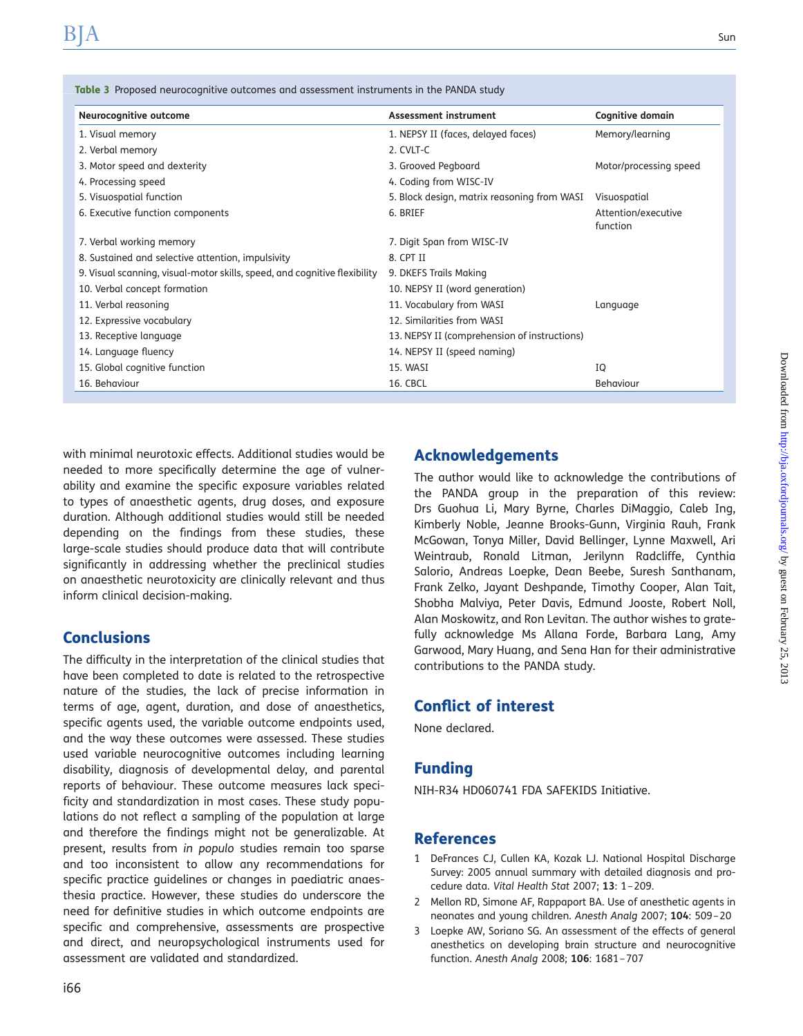**Table 3** Proposed neurocognitive outcomes and assessment instruments in the PANDA study

| Neurocognitive outcome | Assessment instrument | Cognitive domain |
| --- | --- | --- |
| 1. Visual memory | 1. NEPSY II (faces, delayed faces) | Memory/learning |
| 2. Verbal memory | 2. CVLT-C | |
| 3. Motor speed and dexterity | 3. Grooved Pegboard | Motor/processing speed |
| 4. Processing speed | 4. Coding from WISC-IV | |
| 5. Visuospatial function | 5. Block design, matrix reasoning from WASI | Visuospatial |
| 6. Executive function components | 6. BRIEF | Attention/executive function |
| 7. Verbal working memory | 7. Digit Span from WISC-IV | |
| 8. Sustained and selective attention, impulsivity | 8. CPT II | |
| 9. Visual scanning, visual-motor skills, speed, and cognitive flexibility | 9. DKEFS Trails Making | |
| 10. Verbal concept formation | 10. NEPSY II (word generation) | |
| 11. Verbal reasoning | 11. Vocabulary from WASI | Language |
| 12. Expressive vocabulary | 12. Similarities from WASI | |
| 13. Receptive language | 13. NEPSY II (comprehension of instructions) | |
| 14. Language fluency | 14. NEPSY II (speed naming) | |
| 15. Global cognitive function | 15. WASI | IQ |
| 16. Behaviour | 16. CBCL | Behaviour |

with minimal neurotoxic effects. Additional studies would be needed to more specifically determine the age of vulnerability and examine the specific exposure variables related to types of anaesthetic agents, drug doses, and exposure duration. Although additional studies would still be needed depending on the findings from these studies, these large-scale studies should produce data that will contribute significantly in addressing whether the preclinical studies on anaesthetic neurotoxicity are clinically relevant and thus inform clinical decision-making.

## Conclusions

The difficulty in the interpretation of the clinical studies that have been completed to date is related to the retrospective nature of the studies, the lack of precise information in terms of age, agent, duration, and dose of anaesthetics, specific agents used, the variable outcome endpoints used, and the way these outcomes were assessed. These studies used variable neurocognitive outcomes including learning disability, diagnosis of developmental delay, and parental reports of behaviour. These outcome measures lack specificity and standardization in most cases. These study populations do not reflect a sampling of the population at large and therefore the findings might not be generalizable. At present, results from *in populo* studies remain too sparse and too inconsistent to allow any recommendations for specific practice guidelines or changes in paediatric anaesthesia practice. However, these studies do underscore the need for definitive studies in which outcome endpoints are specific and comprehensive, assessments are prospective and direct, and neuropsychological instruments used for assessment are validated and standardized.

## Acknowledgements

The author would like to acknowledge the contributions of the PANDA group in the preparation of this review: Drs Guohua Li, Mary Byrne, Charles DiMaggio, Caleb Ing, Kimberly Noble, Jeanne Brooks-Gunn, Virginia Rauh, Frank McGowan, Tonya Miller, David Bellinger, Lynne Maxwell, Ari Weintraub, Ronald Litman, Jerilynn Radcliffe, Cynthia Salorio, Andreas Loepke, Dean Beebe, Suresh Santhanam, Frank Zelko, Jayant Deshpande, Timothy Cooper, Alan Tait, Shobha Malviya, Peter Davis, Edmund Jooste, Robert Noll, Alan Moskowitz, and Ron Levitan. The author wishes to gratefully acknowledge Ms Allana Forde, Barbara Lang, Amy Garwood, Mary Huang, and Sena Han for their administrative contributions to the PANDA study.

## Conflict of interest

None declared.

## Funding

NIH-R34 HD060741 FDA SAFEKIDS Initiative.

## References

1. DeFrances CJ, Cullen KA, Kozak LJ. National Hospital Discharge Survey: 2005 annual summary with detailed diagnosis and procedure data. *Vital Health Stat* 2007; **13**: 1–209.
2. Mellon RD, Simone AF, Rappaport BA. Use of anesthetic agents in neonates and young children. *Anesth Analg* 2007; **104**: 509–20
3. Loepke AW, Soriano SG. An assessment of the effects of general anesthetics on developing brain structure and neurocognitive function. *Anesth Analg* 2008; **106**: 1681–707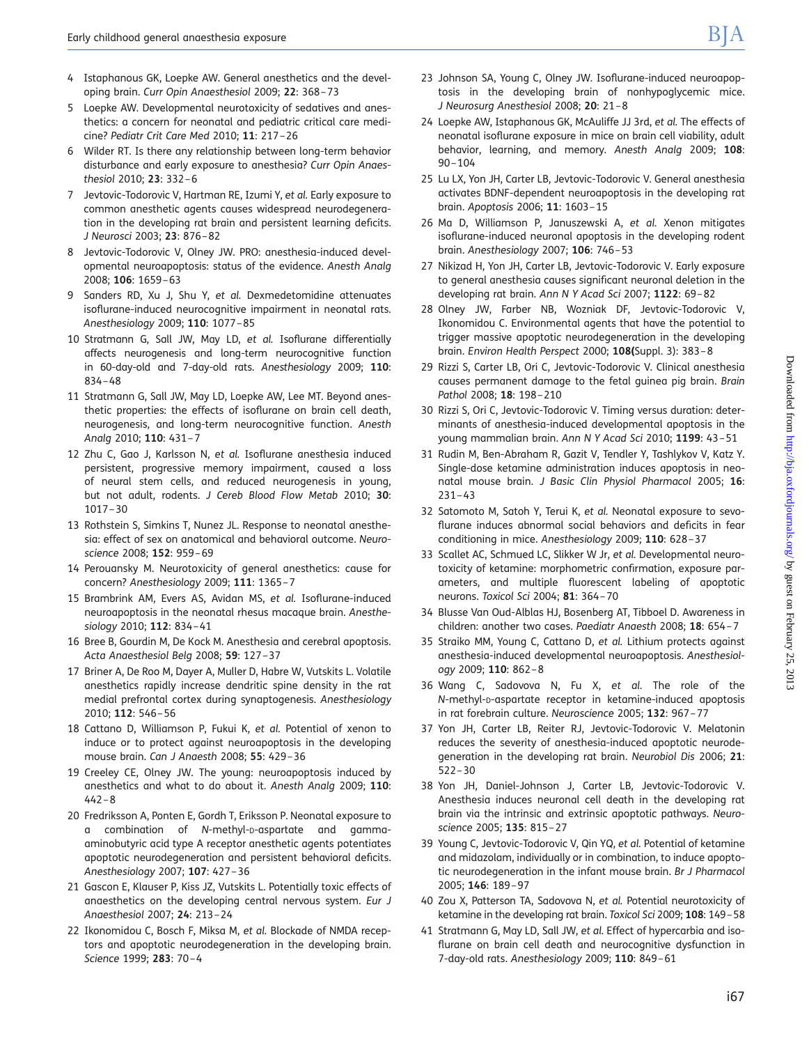4 Istaphanous GK, Loepke AW. General anesthetics and the developing brain. *Curr Opin Anaesthesiol* 2009; **22**: 368–73

5 Loepke AW. Developmental neurotoxicity of sedatives and anesthetics: a concern for neonatal and pediatric critical care medicine? *Pediatr Crit Care Med* 2010; **11**: 217–26

6 Wilder RT. Is there any relationship between long-term behavior disturbance and early exposure to anesthesia? *Curr Opin Anaesthesiol* 2010; **23**: 332–6

7 Jevtovic-Todorovic V, Hartman RE, Izumi Y, *et al.* Early exposure to common anesthetic agents causes widespread neurodegeneration in the developing rat brain and persistent learning deficits. *J Neurosci* 2003; **23**: 876–82

8 Jevtovic-Todorovic V, Olney JW. PRO: anesthesia-induced developmental neuroapoptosis: status of the evidence. *Anesth Analg* 2008; **106**: 1659–63

9 Sanders RD, Xu J, Shu Y, *et al.* Dexmedetomidine attenuates isoflurane-induced neurocognitive impairment in neonatal rats. *Anesthesiology* 2009; **110**: 1077–85

10 Stratmann G, Sall JW, May LD, *et al.* Isoflurane differentially affects neurogenesis and long-term neurocognitive function in 60-day-old and 7-day-old rats. *Anesthesiology* 2009; **110**: 834–48

11 Stratmann G, Sall JW, May LD, Loepke AW, Lee MT. Beyond anesthetic properties: the effects of isoflurane on brain cell death, neurogenesis, and long-term neurocognitive function. *Anesth Analg* 2010; **110**: 431–7

12 Zhu C, Gao J, Karlsson N, *et al.* Isoflurane anesthesia induced persistent, progressive memory impairment, caused a loss of neural stem cells, and reduced neurogenesis in young, but not adult, rodents. *J Cereb Blood Flow Metab* 2010; **30**: 1017–30

13 Rothstein S, Simkins T, Nunez JL. Response to neonatal anesthesia: effect of sex on anatomical and behavioral outcome. *Neuroscience* 2008; **152**: 959–69

14 Perouansky M. Neurotoxicity of general anesthetics: cause for concern? *Anesthesiology* 2009; **111**: 1365–7

15 Brambrink AM, Evers AS, Avidan MS, *et al.* Isoflurane-induced neuroapoptosis in the neonatal rhesus macaque brain. *Anesthesiology* 2010; **112**: 834–41

16 Bree B, Gourdin M, De Kock M. Anesthesia and cerebral apoptosis. *Acta Anaesthesiol Belg* 2008; **59**: 127–37

17 Briner A, De Roo M, Dayer A, Muller D, Habre W, Vutskits L. Volatile anesthetics rapidly increase dendritic spine density in the rat medial prefrontal cortex during synaptogenesis. *Anesthesiology* 2010; **112**: 546–56

18 Cattano D, Williamson P, Fukui K, *et al.* Potential of xenon to induce or to protect against neuroapoptosis in the developing mouse brain. *Can J Anaesth* 2008; **55**: 429–36

19 Creeley CE, Olney JW. The young: neuroapoptosis induced by anesthetics and what to do about it. *Anesth Analg* 2009; **110**: 442–8

20 Fredriksson A, Ponten E, Gordh T, Eriksson P. Neonatal exposure to a combination of N-methyl-D-aspartate and gamma-aminobutyric acid type A receptor anesthetic agents potentiates apoptotic neurodegeneration and persistent behavioral deficits. *Anesthesiology* 2007; **107**: 427–36

21 Gascon E, Klauser P, Kiss JZ, Vutskits L. Potentially toxic effects of anaesthetics on the developing central nervous system. *Eur J Anaesthesiol* 2007; **24**: 213–24

22 Ikonomidou C, Bosch F, Miksa M, *et al.* Blockade of NMDA receptors and apoptotic neurodegeneration in the developing brain. *Science* 1999; **283**: 70–4

23 Johnson SA, Young C, Olney JW. Isoflurane-induced neuroapoptosis in the developing brain of nonhypoglycemic mice. *J Neurosurg Anesthesiol* 2008; **20**: 21–8

24 Loepke AW, Istaphanous GK, McAuliffe JJ 3rd, *et al.* The effects of neonatal isoflurane exposure in mice on brain cell viability, adult behavior, learning, and memory. *Anesth Analg* 2009; **108**: 90–104

25 Lu LX, Yon JH, Carter LB, Jevtovic-Todorovic V. General anesthesia activates BDNF-dependent neuroapoptosis in the developing rat brain. *Apoptosis* 2006; **11**: 1603–15

26 Ma D, Williamson P, Januszewski A, *et al.* Xenon mitigates isoflurane-induced neuronal apoptosis in the developing rodent brain. *Anesthesiology* 2007; **106**: 746–53

27 Nikizad H, Yon JH, Carter LB, Jevtovic-Todorovic V. Early exposure to general anesthesia causes significant neuronal deletion in the developing rat brain. *Ann N Y Acad Sci* 2007; **1122**: 69–82

28 Olney JW, Farber NB, Wozniak DF, Jevtovic-Todorovic V, Ikonomidou C. Environmental agents that have the potential to trigger massive apoptotic neurodegeneration in the developing brain. *Environ Health Perspect* 2000; **108(**Suppl. 3): 383–8

29 Rizzi S, Carter LB, Ori C, Jevtovic-Todorovic V. Clinical anesthesia causes permanent damage to the fetal guinea pig brain. *Brain Pathol* 2008; **18**: 198–210

30 Rizzi S, Ori C, Jevtovic-Todorovic V. Timing versus duration: determinants of anesthesia-induced developmental apoptosis in the young mammalian brain. *Ann N Y Acad Sci* 2010; **1199**: 43–51

31 Rudin M, Ben-Abraham R, Gazit V, Tendler Y, Tashlykov V, Katz Y. Single-dose ketamine administration induces apoptosis in neonatal mouse brain. *J Basic Clin Physiol Pharmacol* 2005; **16**: 231–43

32 Satomoto M, Satoh Y, Terui K, *et al.* Neonatal exposure to sevoflurane induces abnormal social behaviors and deficits in fear conditioning in mice. *Anesthesiology* 2009; **110**: 628–37

33 Scallet AC, Schmued LC, Slikker W Jr, *et al.* Developmental neurotoxicity of ketamine: morphometric confirmation, exposure parameters, and multiple fluorescent labeling of apoptotic neurons. *Toxicol Sci* 2004; **81**: 364–70

34 Blusse Van Oud-Alblas HJ, Bosenberg AT, Tibboel D. Awareness in children: another two cases. *Paediatr Anaesth* 2008; **18**: 654–7

35 Straiko MM, Young C, Cattano D, *et al.* Lithium protects against anesthesia-induced developmental neuroapoptosis. *Anesthesiology* 2009; **110**: 862–8

36 Wang C, Sadovova N, Fu X, *et al.* The role of the N-methyl-D-aspartate receptor in ketamine-induced apoptosis in rat forebrain culture. *Neuroscience* 2005; **132**: 967–77

37 Yon JH, Carter LB, Reiter RJ, Jevtovic-Todorovic V. Melatonin reduces the severity of anesthesia-induced apoptotic neurodegeneration in the developing rat brain. *Neurobiol Dis* 2006; **21**: 522–30

38 Yon JH, Daniel-Johnson J, Carter LB, Jevtovic-Todorovic V. Anesthesia induces neuronal cell death in the developing rat brain via the intrinsic and extrinsic apoptotic pathways. *Neuroscience* 2005; **135**: 815–27

39 Young C, Jevtovic-Todorovic V, Qin YQ, *et al.* Potential of ketamine and midazolam, individually or in combination, to induce apoptotic neurodegeneration in the infant mouse brain. *Br J Pharmacol* 2005; **146**: 189–97

40 Zou X, Patterson TA, Sadovova N, *et al.* Potential neurotoxicity of ketamine in the developing rat brain. *Toxicol Sci* 2009; **108**: 149–58

41 Stratmann G, May LD, Sall JW, *et al.* Effect of hypercarbia and isoflurane on brain cell death and neurocognitive dysfunction in 7-day-old rats. *Anesthesiology* 2009; **110**: 849–61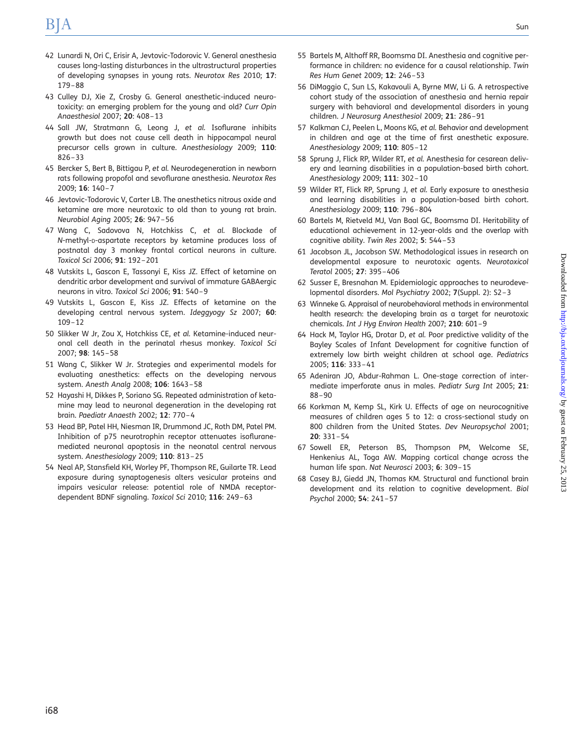42 Lunardi N, Ori C, Erisir A, Jevtovic-Todorovic V. General anesthesia causes long-lasting disturbances in the ultrastructural properties of developing synapses in young rats. *Neurotox Res* 2010; **17**: 179–88

43 Culley DJ, Xie Z, Crosby G. General anesthetic-induced neurotoxicity: an emerging problem for the young and old? *Curr Opin Anaesthesiol* 2007; **20**: 408–13

44 Sall JW, Stratmann G, Leong J, *et al.* Isoflurane inhibits growth but does not cause cell death in hippocampal neural precursor cells grown in culture. *Anesthesiology* 2009; **110**: 826–33

45 Bercker S, Bert B, Bittigau P, *et al.* Neurodegeneration in newborn rats following propofol and sevoflurane anesthesia. *Neurotox Res* 2009; **16**: 140–7

46 Jevtovic-Todorovic V, Carter LB. The anesthetics nitrous oxide and ketamine are more neurotoxic to old than to young rat brain. *Neurobiol Aging* 2005; **26**: 947–56

47 Wang C, Sadovova N, Hotchkiss C, *et al.* Blockade of *N*-methyl-D-aspartate receptors by ketamine produces loss of postnatal day 3 monkey frontal cortical neurons in culture. *Toxicol Sci* 2006; **91**: 192–201

48 Vutskits L, Gascon E, Tassonyi E, Kiss JZ. Effect of ketamine on dendritic arbor development and survival of immature GABAergic neurons in vitro. *Toxicol Sci* 2006; **91**: 540–9

49 Vutskits L, Gascon E, Kiss JZ. Effects of ketamine on the developing central nervous system. *Ideggyogy Sz* 2007; **60**: 109–12

50 Slikker W Jr, Zou X, Hotchkiss CE, *et al.* Ketamine-induced neuronal cell death in the perinatal rhesus monkey. *Toxicol Sci* 2007; **98**: 145–58

51 Wang C, Slikker W Jr. Strategies and experimental models for evaluating anesthetics: effects on the developing nervous system. *Anesth Analg* 2008; **106**: 1643–58

52 Hayashi H, Dikkes P, Soriano SG. Repeated administration of ketamine may lead to neuronal degeneration in the developing rat brain. *Paediatr Anaesth* 2002; **12**: 770–4

53 Head BP, Patel HH, Niesman IR, Drummond JC, Roth DM, Patel PM. Inhibition of p75 neurotrophin receptor attenuates isoflurane-mediated neuronal apoptosis in the neonatal central nervous system. *Anesthesiology* 2009; **110**: 813–25

54 Neal AP, Stansfield KH, Worley PF, Thompson RE, Guilarte TR. Lead exposure during synaptogenesis alters vesicular proteins and impairs vesicular release: potential role of NMDA receptor-dependent BDNF signaling. *Toxicol Sci* 2010; **116**: 249–63

55 Bartels M, Althoff RR, Boomsma DI. Anesthesia and cognitive performance in children: no evidence for a causal relationship. *Twin Res Hum Genet* 2009; **12**: 246–53

56 DiMaggio C, Sun LS, Kakavouli A, Byrne MW, Li G. A retrospective cohort study of the association of anesthesia and hernia repair surgery with behavioral and developmental disorders in young children. *J Neurosurg Anesthesiol* 2009; **21**: 286–91

57 Kalkman CJ, Peelen L, Moons KG, *et al.* Behavior and development in children and age at the time of first anesthetic exposure. *Anesthesiology* 2009; **110**: 805–12

58 Sprung J, Flick RP, Wilder RT, *et al.* Anesthesia for cesarean delivery and learning disabilities in a population-based birth cohort. *Anesthesiology* 2009; **111**: 302–10

59 Wilder RT, Flick RP, Sprung J, *et al.* Early exposure to anesthesia and learning disabilities in a population-based birth cohort. *Anesthesiology* 2009; **110**: 796–804

60 Bartels M, Rietveld MJ, Van Baal GC, Boomsma DI. Heritability of educational achievement in 12-year-olds and the overlap with cognitive ability. *Twin Res* 2002; **5**: 544–53

61 Jacobson JL, Jacobson SW. Methodological issues in research on developmental exposure to neurotoxic agents. *Neurotoxicol Teratol* 2005; **27**: 395–406

62 Susser E, Bresnahan M. Epidemiologic approaches to neurodevelopmental disorders. *Mol Psychiatry* 2002; **7**(Suppl. 2): S2–3

63 Winneke G. Appraisal of neurobehavioral methods in environmental health research: the developing brain as a target for neurotoxic chemicals. *Int J Hyg Environ Health* 2007; **210**: 601–9

64 Hack M, Taylor HG, Drotar D, *et al.* Poor predictive validity of the Bayley Scales of Infant Development for cognitive function of extremely low birth weight children at school age. *Pediatrics* 2005; **116**: 333–41

65 Adeniran JO, Abdur-Rahman L. One-stage correction of intermediate imperforate anus in males. *Pediatr Surg Int* 2005; **21**: 88–90

66 Korkman M, Kemp SL, Kirk U. Effects of age on neurocognitive measures of children ages 5 to 12: a cross-sectional study on 800 children from the United States. *Dev Neuropsychol* 2001; **20**: 331–54

67 Sowell ER, Peterson BS, Thompson PM, Welcome SE, Henkenius AL, Toga AW. Mapping cortical change across the human life span. *Nat Neurosci* 2003; **6**: 309–15

68 Casey BJ, Giedd JN, Thomas KM. Structural and functional brain development and its relation to cognitive development. *Biol Psychol* 2000; **54**: 241–57